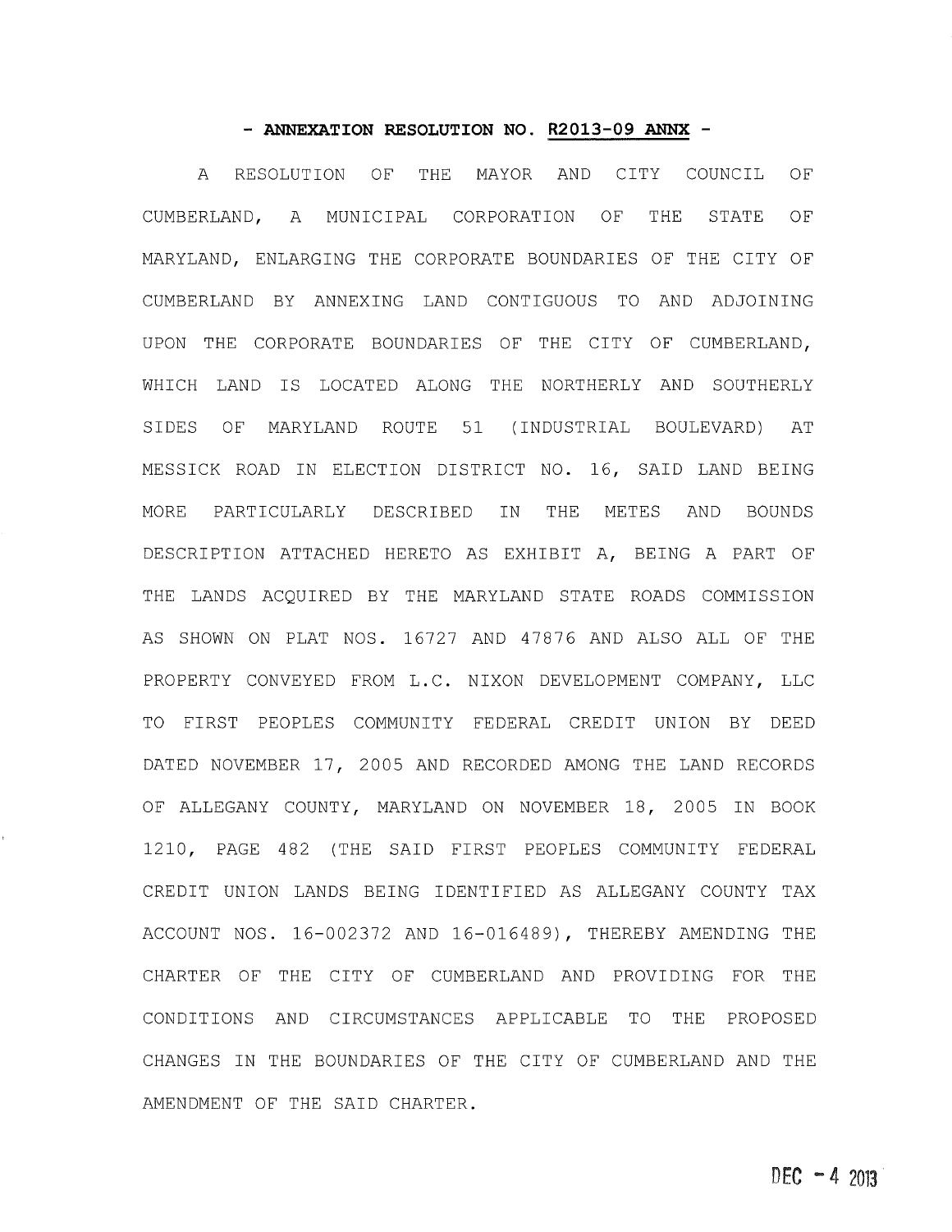# - ANNEXATION RESOLUTION NO. R2013-09 ANNX -

A RESOLUTION OF THE MAYOR AND CITY COUNCIL OF CUMBERLAND, A MUNICIPAL CORPORATION OF THE STATE OF MARYLAND, ENLARGING THE CORPORATE BOUNDARIES OF THE CITY OF CUMBERLAND BY ANNEXING LAND CONTIGUOUS TO AND ADJOINING UPON THE CORPORATE BOUNDARIES OF THE CITY OF CUMBERLAND, WHICH LAND IS LOCATED ALONG THE NORTHERLY AND SOUTHERLY SIDES OF MARYLAND ROUTE 51 (INDUSTRIAL BOULEVARD) AT MESSICK ROAD IN ELECTION DISTRICT NO. 16, SAID LAND BEING MORE PARTICULARLY DESCRIBED IN THE METES AND BOUNDS DESCRIPTION ATTACHED HERETO AS EXHIBIT A, BEING A PART OF THE LANDS ACQUIRED BY THE MARYLAND STATE ROADS COMMISSION AS SHOWN ON PLAT NOS. 16727 AND 47876 AND ALSO ALL OF THE PROPERTY CONVEYED FROM L.C. NIXON DEVELOPMENT COMPANY, LLC TO FIRST PEOPLES COMMUNITY FEDERAL CREDIT UNION BY DEED DATED NOVEMBER 17, 2005 AND RECORDED AMONG THE LAND RECORDS OF ALLEGANY COUNTY, MARYLAND ON NOVEMBER 18, 2005 IN BOOK 1210, PAGE 482 (THE SAID FIRST PEOPLES COMMUNITY FEDERAL CREDIT UNION LANDS BEING IDENTIFIED AS ALLEGANY COUNTY TAX ACCOUNT NOS. 16-002372 AND 16-016489), THEREBY AMENDING THE CHARTER OF THE CITY OF CUMBERLAND AND PROVIDING FOR THE CONDITIONS AND CIRCUMSTANCES APPLICABLE TO THE PROPOSED CHANGES IN THE BOUNDARIES OF THE CITY OF CUMBERLAND AND THE AMENDMENT OF THE SAID CHARTER.

DEC - 4 2013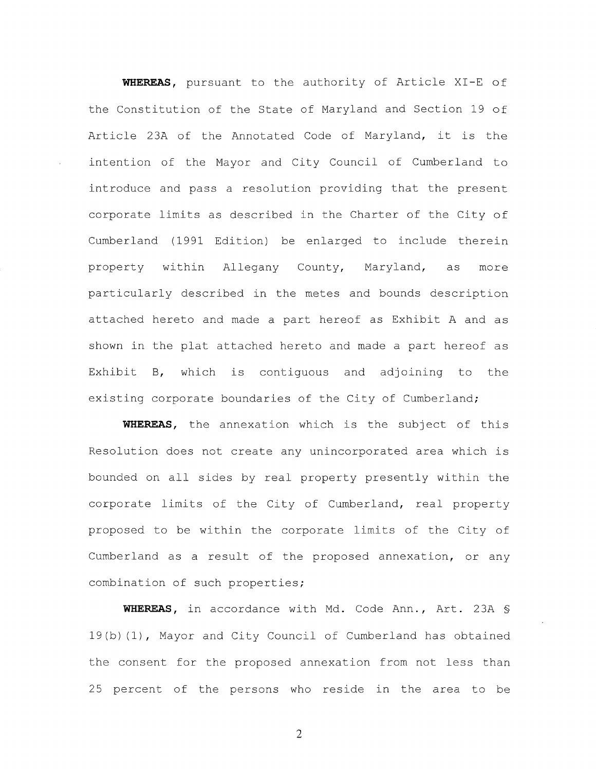**WHEREAS**, pursuant to the authority of Article XI-E of the Constitution of the State of Maryland and Section 19 of Article 23A of the Annotated Code of Maryland, it is the intention of the Mayor and City Council of Cumberland to introduce and pass a resolution providing that the present corporate limits as described in the Charter of the City of Cumberland (1991 Edition) be enlarged to include therein property within Allegany County, Maryland, as more particularly described in the metes and bounds description attached hereto and made a part hereof as Exhibit A and as shown in the plat attached hereto and made a part hereof as Exhibit B, which is contiguous and adjoining to the existing corporate boundaries of the City of Cumberland;

**WHEREAS**, the annexation which is the subject of this Resolution does not create any unincorporated area which is bounded on all sides by real property presently within the corporate limits of the City of Cumberland, real property proposed to be within the corporate limits of the City of Cumberland as a result of the proposed annexation, or any combination of such properties;

**WHEREAS**, in accordance with Md. Code Ann., Art. 23A § 19(b)(1), Mayor and City Council of Cumberland has obtained the consent for the proposed annexation from not less than 25 percent of the persons who reside in the area to be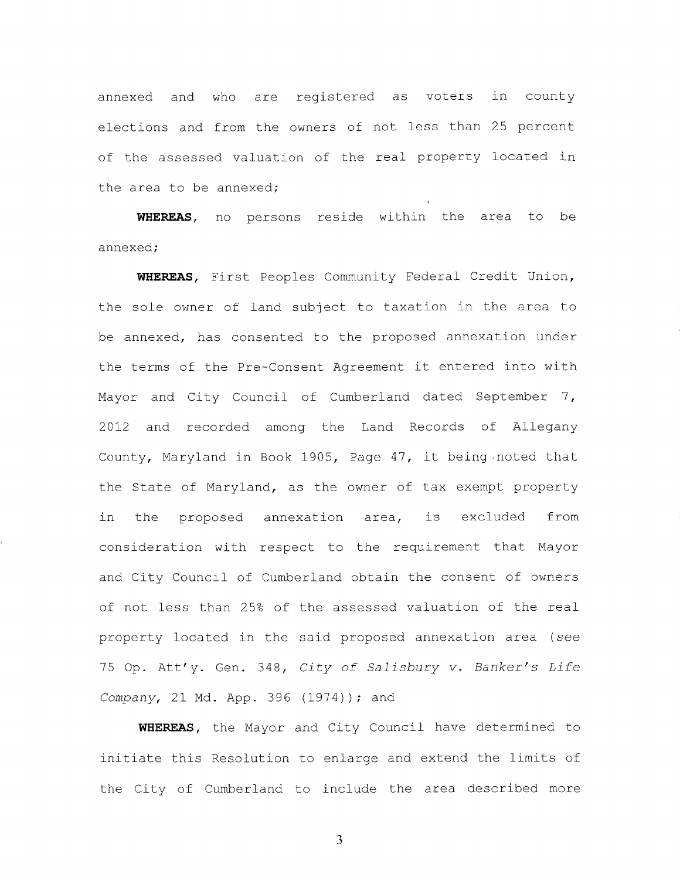annexed and who are registered as voters in county elections and from the owners of not less than 25 percent of the assessed valuation of the real property located in the area to be annexed;

**WHEREAS**, no persons reside within the area to be annexed;

**WHEREAS**, First Peoples Community Federal Credit Union, the sole owner of land subject to taxation in the area to be annexed, has consented to the proposed annexation under the terms of the Pre-Consent Agreement it entered into with Mayor and City Council of Cumberland dated September 7, 2012 and recorded among the Land Records of Allegany County, Maryland in Book 1905, Page 47, it being noted that the State of Maryland, as the owner of tax exempt property in the proposed annexation area, is excluded from consideration with respect to the requirement that Mayor and City Council of Cumberland obtain the consent of owners of not less than 25% of the assessed valuation of the real property located in the said proposed annexation area (*see* 75 Op. Att'y. Gen. 348, *City of Salisbury v. Banker's Life Company*, 21 Md. App. 396 (1974)); and

**WHEREAS**, the Mayor and City Council have determined to initiate this Resolution to enlarge and extend the limits of the City of Cumberland to include the area described more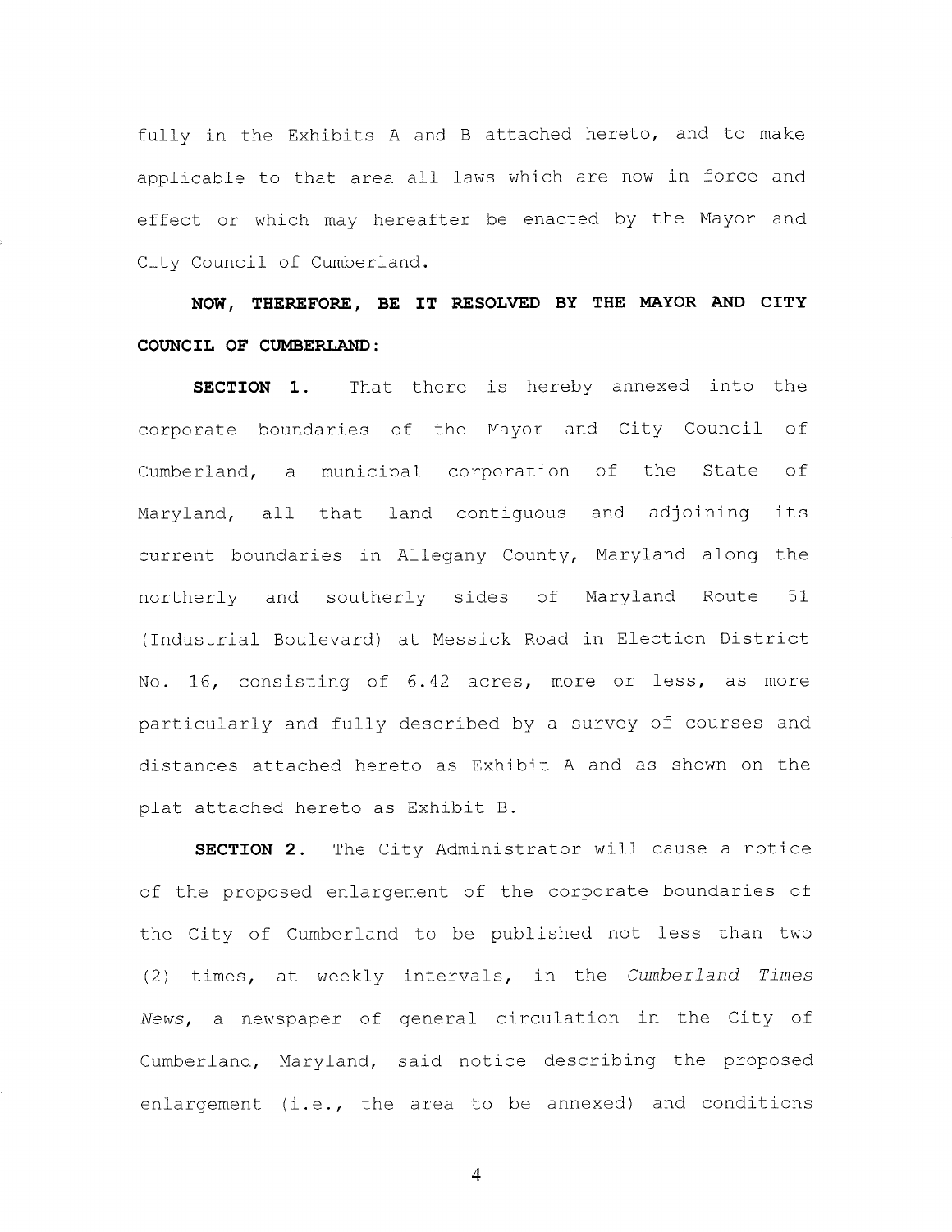fully in the Exhibits A and B attached hereto, and to make applicable to that area all laws which are now in force and effect or which may hereafter be enacted by the Mayor and City Council of Cumberland.

**NOW, THEREFORE, BE IT RESOLVED BY THE MAYOR AND CITY COUNCIL OF CUMBERLAND:**

**SECTION 1.** That there is hereby annexed into the corporate boundaries of the Mayor and City Council of Cumberland, a municipal corporation of the State of Maryland, all that land contiguous and adjoining its current boundaries in Allegany County, Maryland along the northerly and southerly sides of Maryland Route 51 (Industrial Boulevard) at Messick Road in Election District No. 16, consisting of 6.42 acres, more or less, as more particularly and fully described by a survey of courses and distances attached hereto as Exhibit A and as shown on the plat attached hereto as Exhibit B.

**SECTION 2.** The City Administrator will cause a notice of the proposed enlargement of the corporate boundaries of the City of Cumberland to be published not less than two (2) times, at weekly intervals, in the *Cumberland Times News*, a newspaper of general circulation in the City of Cumberland, Maryland, said notice describing the proposed enlargement (i.e., the area to be annexed) and conditions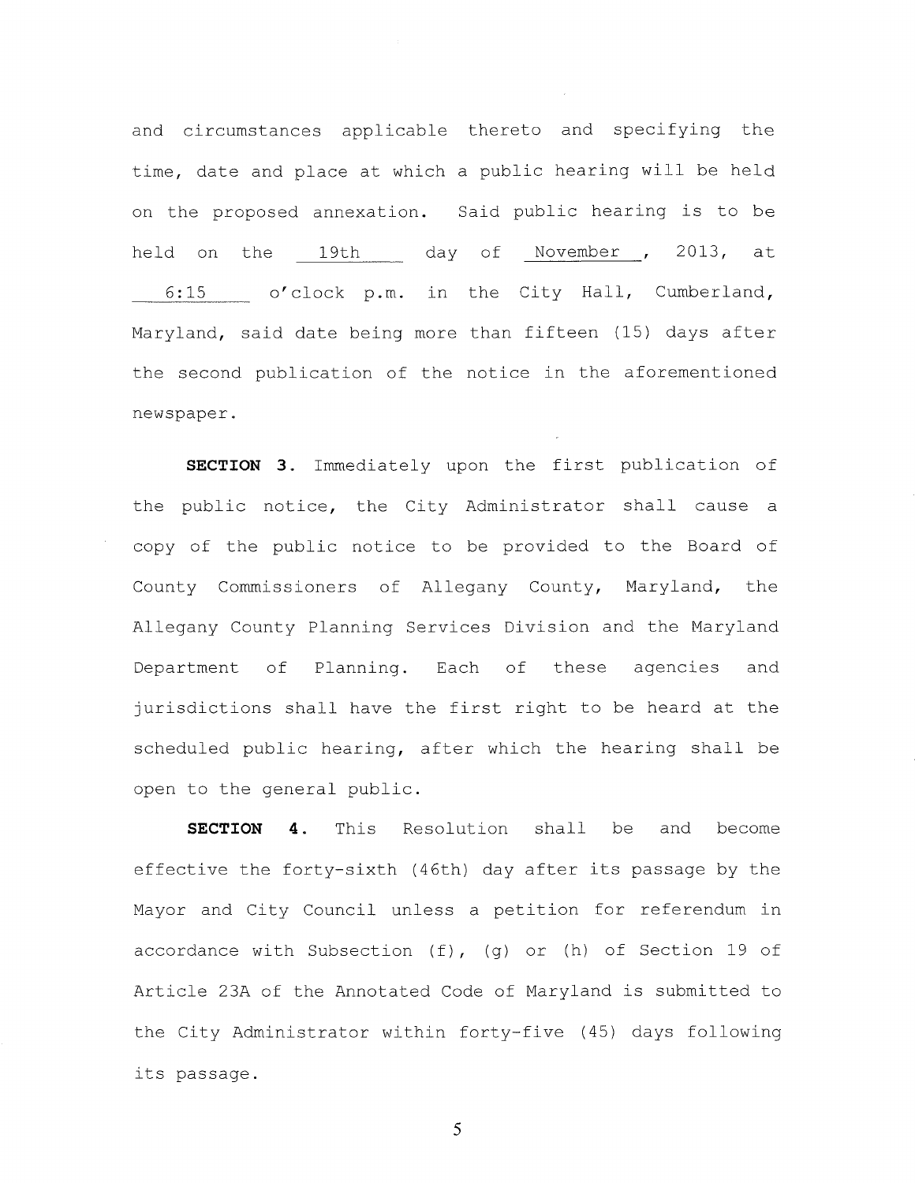and circumstances applicable thereto and specifying the time, date and place at which a public hearing will be held on the proposed annexation. Said public hearing is to be held on the 19th day of November, 2013, at 6:15 o'clock p.m. in the City Hall, Cumberland, Maryland, said date being more than fifteen (15) days after the second publication of the notice in the aforementioned newspaper.

**SECTION 3.** Immediately upon the first publication of the public notice, the City Administrator shall cause a copy of the public notice to be provided to the Board of County Commissioners of Allegany County, Maryland, the Allegany County Planning Services Division and the Maryland Department of Planning. Each of these agencies and jurisdictions shall have the first right to be heard at the scheduled public hearing, after which the hearing shall be open to the general public.

**SECTION 4.** This Resolution shall be and become effective the forty-sixth (46th) day after its passage by the Mayor and City Council unless a petition for referendum in accordance with Subsection (f), (g) or (h) of Section 19 of Article 23A of the Annotated Code of Maryland is submitted to the City Administrator within forty-five (45) days following its passage.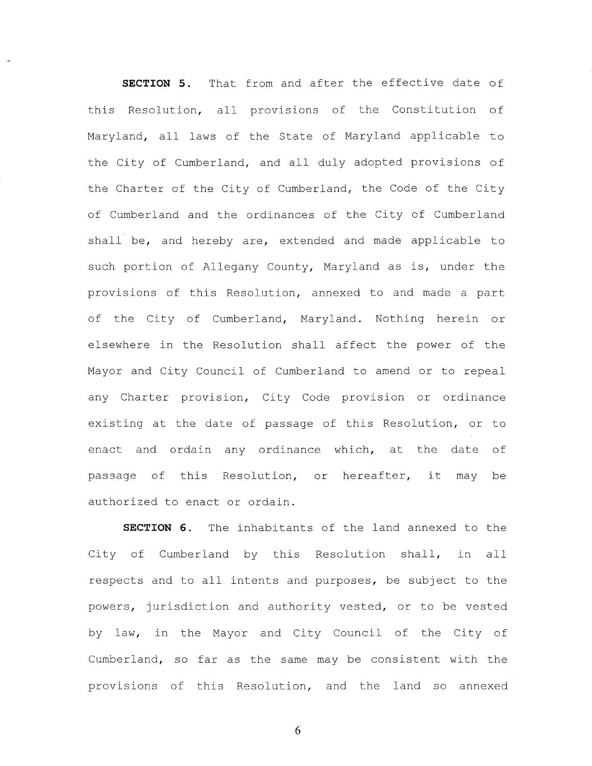**SECTION 5.** That from and after the effective date of this Resolution, all provisions of the Constitution of Maryland, all laws of the State of Maryland applicable to the City of Cumberland, and all duly adopted provisions of the Charter of the City of Cumberland, the Code of the City of Cumberland and the ordinances of the City of Cumberland shall be, and hereby are, extended and made applicable to such portion of Allegany County, Maryland as is, under the provisions of this Resolution, annexed to and made a part of the City of Cumberland, Maryland. Nothing herein or elsewhere in the Resolution shall affect the power of the Mayor and City Council of Cumberland to amend or to repeal any Charter provision, City Code provision or ordinance existing at the date of passage of this Resolution, or to enact and ordain any ordinance which, at the date of passage of this Resolution, or hereafter, it may be authorized to enact or ordain.

**SECTION 6.** The inhabitants of the land annexed to the City of Cumberland by this Resolution shall, in all respects and to all intents and purposes, be subject to the powers, jurisdiction and authority vested, or to be vested by law, in the Mayor and City Council of the City of Cumberland, so far as the same may be consistent with the provisions of this Resolution, and the land so annexed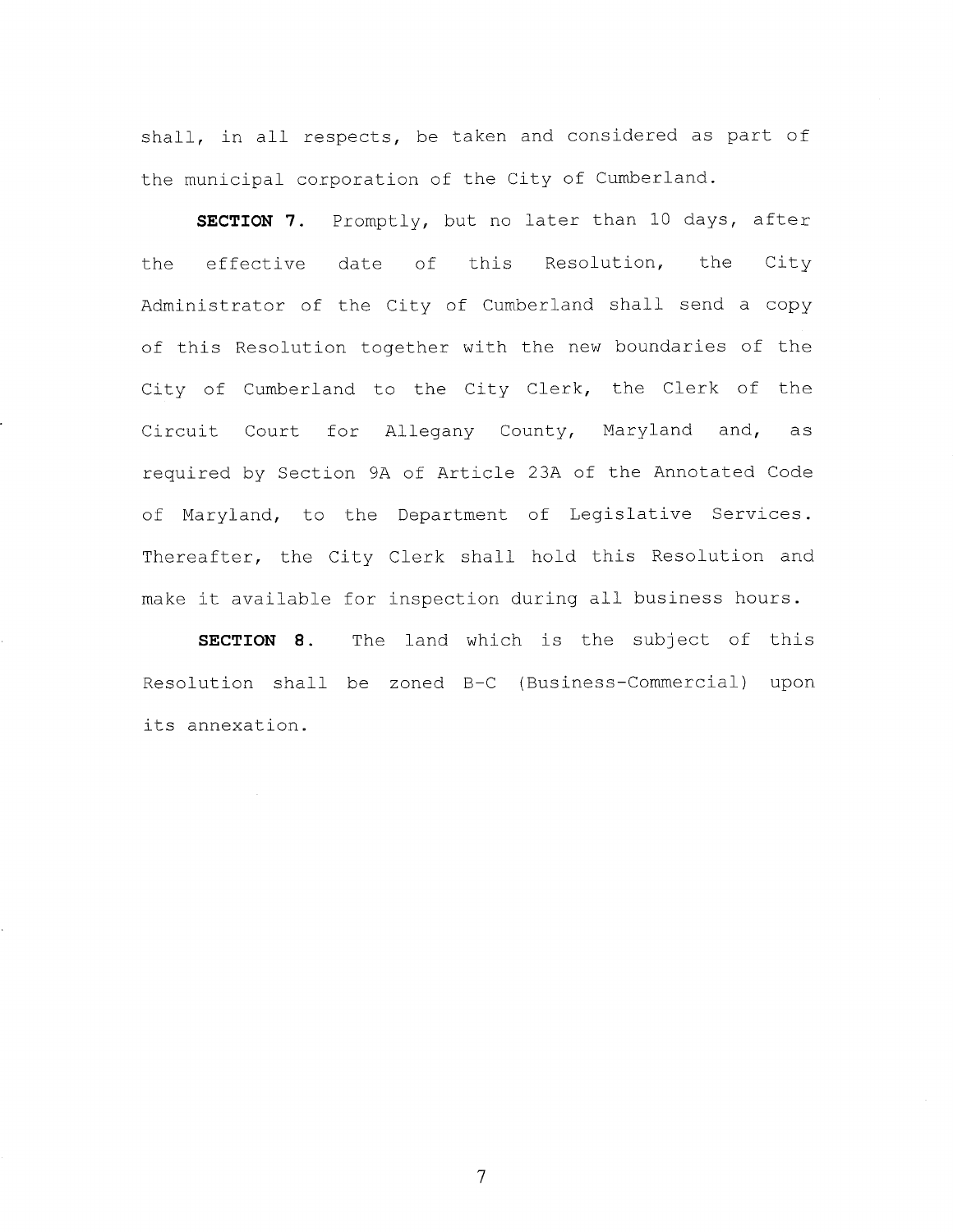shall, in all respects, be taken and considered as part of the municipal corporation of the City of Cumberland.

**SECTION 7.** Promptly, but no later than 10 days, after the effective date of this Resolution, the City Administrator of the City of Cumberland shall send a copy of this Resolution together with the new boundaries of the City of Cumberland to the City Clerk, the Clerk of the Circuit Court for Allegany County, Maryland and, as required by Section 9A of Article 23A of the Annotated Code of Maryland, to the Department of Legislative Services. Thereafter, the City Clerk shall hold this Resolution and make it available for inspection during all business hours.

**SECTION 8.** The land which is the subject of this Resolution shall be zoned B-C (Business-Commercial) upon its annexation.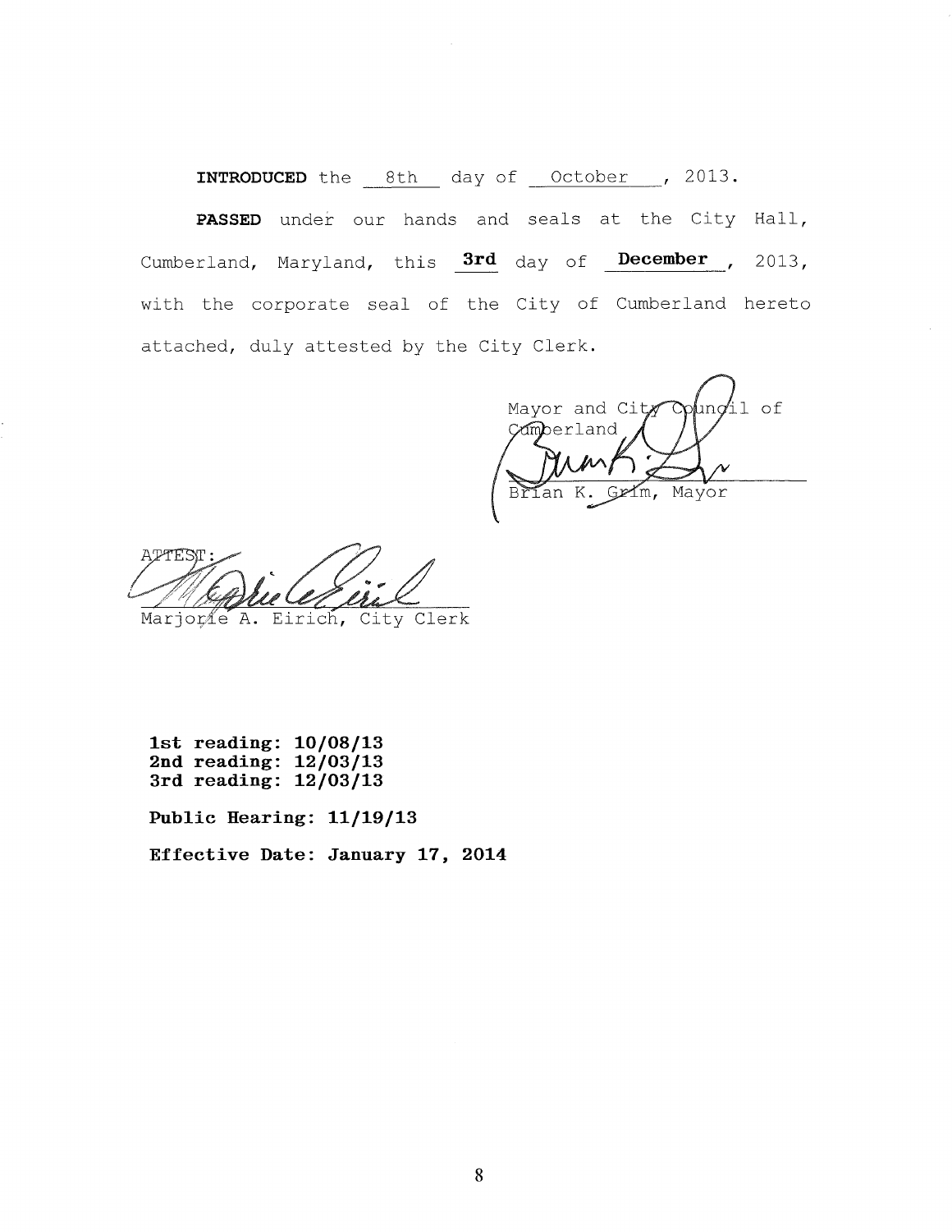**INTRODUCED** the 8th day of October , 2013.

**PASSED** under our hands and seals at the City Hall, Cumberland, Maryland, this **3rd** day of **December** , 2013, with the corporate seal of the City of Cumberland hereto attached, duly attested by the City Clerk.

Mayor and City Council of Cumberland

Brian K. Grim, Mayor

ATTEST:

Marjorie A. Eirich, City Clerk

**1st reading: 10/08/13**
**2nd reading: 12/03/13**
**3rd reading: 12/03/13**

**Public Hearing: 11/19/13**

**Effective Date: January 17, 2014**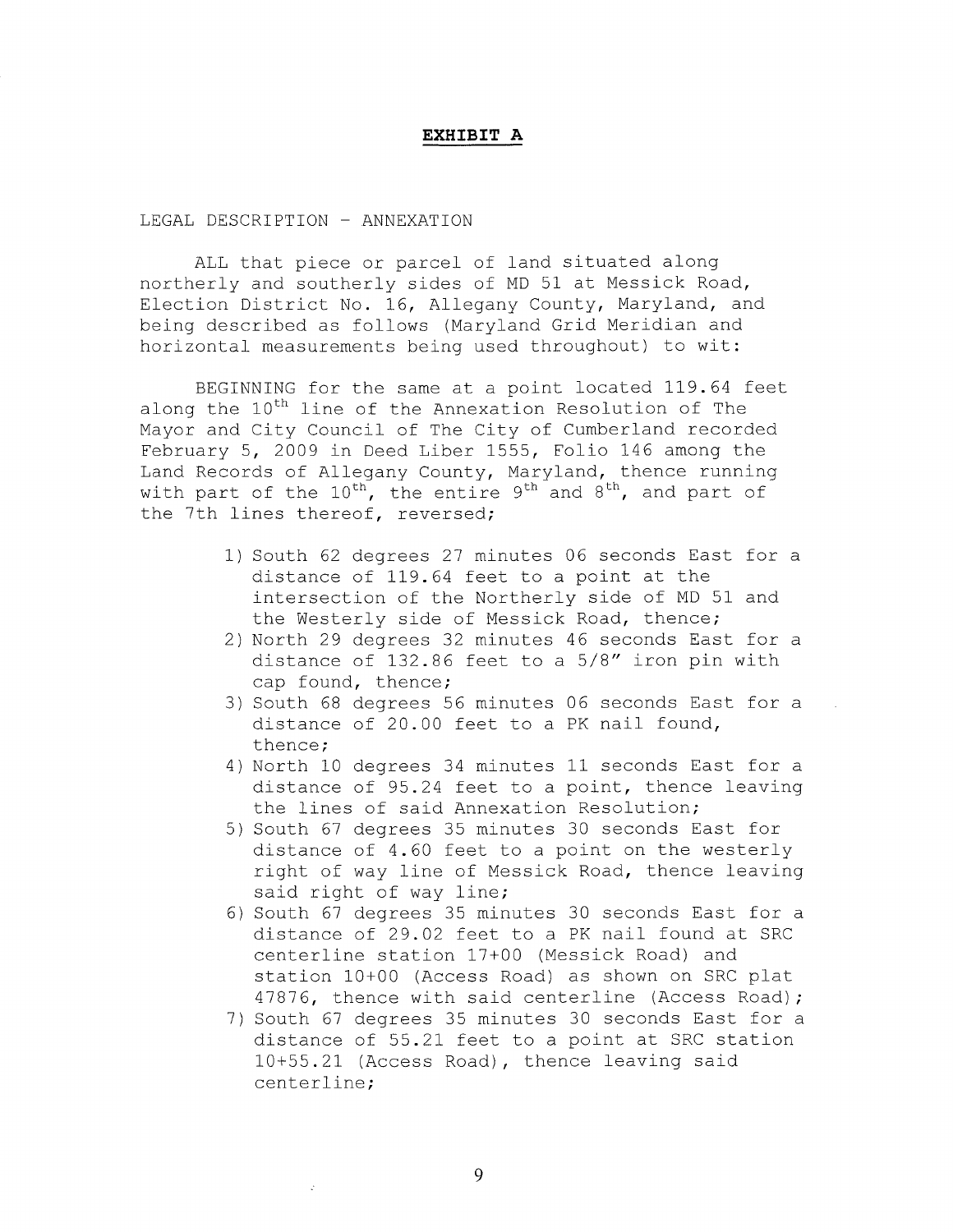**EXHIBIT A**

LEGAL DESCRIPTION - ANNEXATION

ALL that piece or parcel of land situated along northerly and southerly sides of MD 51 at Messick Road, Election District No. 16, Allegany County, Maryland, and being described as follows (Maryland Grid Meridian and horizontal measurements being used throughout) to wit:

BEGINNING for the same at a point located 119.64 feet along the 10th line of the Annexation Resolution of The Mayor and City Council of The City of Cumberland recorded February 5, 2009 in Deed Liber 1555, Folio 146 among the Land Records of Allegany County, Maryland, thence running with part of the 10th, the entire 9th and 8th, and part of the 7th lines thereof, reversed;

1) South 62 degrees 27 minutes 06 seconds East for a distance of 119.64 feet to a point at the intersection of the Northerly side of MD 51 and the Westerly side of Messick Road, thence;
2) North 29 degrees 32 minutes 46 seconds East for a distance of 132.86 feet to a 5/8" iron pin with cap found, thence;
3) South 68 degrees 56 minutes 06 seconds East for a distance of 20.00 feet to a PK nail found, thence;
4) North 10 degrees 34 minutes 11 seconds East for a distance of 95.24 feet to a point, thence leaving the lines of said Annexation Resolution;
5) South 67 degrees 35 minutes 30 seconds East for distance of 4.60 feet to a point on the westerly right of way line of Messick Road, thence leaving said right of way line;
6) South 67 degrees 35 minutes 30 seconds East for a distance of 29.02 feet to a PK nail found at SRC centerline station 17+00 (Messick Road) and station 10+00 (Access Road) as shown on SRC plat 47876, thence with said centerline (Access Road);
7) South 67 degrees 35 minutes 30 seconds East for a distance of 55.21 feet to a point at SRC station 10+55.21 (Access Road), thence leaving said centerline;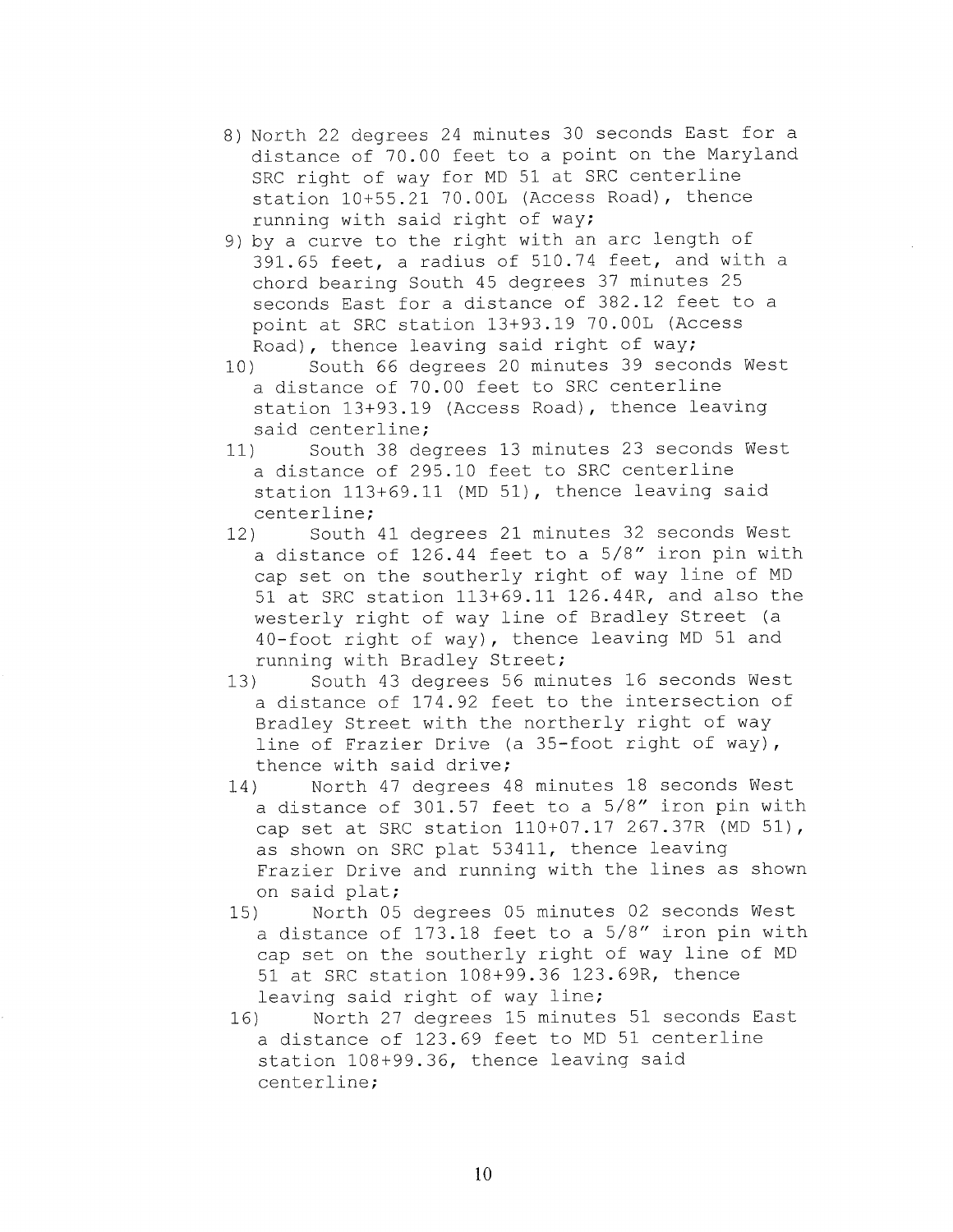8) North 22 degrees 24 minutes 30 seconds East for a distance of 70.00 feet to a point on the Maryland SRC right of way for MD 51 at SRC centerline station 10+55.21 70.00L (Access Road), thence running with said right of way;
9) by a curve to the right with an arc length of 391.65 feet, a radius of 510.74 feet, and with a chord bearing South 45 degrees 37 minutes 25 seconds East for a distance of 382.12 feet to a point at SRC station 13+93.19 70.00L (Access Road), thence leaving said right of way;
10) South 66 degrees 20 minutes 39 seconds West a distance of 70.00 feet to SRC centerline station 13+93.19 (Access Road), thence leaving said centerline;
11) South 38 degrees 13 minutes 23 seconds West a distance of 295.10 feet to SRC centerline station 113+69.11 (MD 51), thence leaving said centerline;
12) South 41 degrees 21 minutes 32 seconds West a distance of 126.44 feet to a 5/8" iron pin with cap set on the southerly right of way line of MD 51 at SRC station 113+69.11 126.44R, and also the westerly right of way line of Bradley Street (a 40-foot right of way), thence leaving MD 51 and running with Bradley Street;
13) South 43 degrees 56 minutes 16 seconds West a distance of 174.92 feet to the intersection of Bradley Street with the northerly right of way line of Frazier Drive (a 35-foot right of way), thence with said drive;
14) North 47 degrees 48 minutes 18 seconds West a distance of 301.57 feet to a 5/8" iron pin with cap set at SRC station 110+07.17 267.37R (MD 51), as shown on SRC plat 53411, thence leaving Frazier Drive and running with the lines as shown on said plat;
15) North 05 degrees 05 minutes 02 seconds West a distance of 173.18 feet to a 5/8" iron pin with cap set on the southerly right of way line of MD 51 at SRC station 108+99.36 123.69R, thence leaving said right of way line;
16) North 27 degrees 15 minutes 51 seconds East a distance of 123.69 feet to MD 51 centerline station 108+99.36, thence leaving said centerline;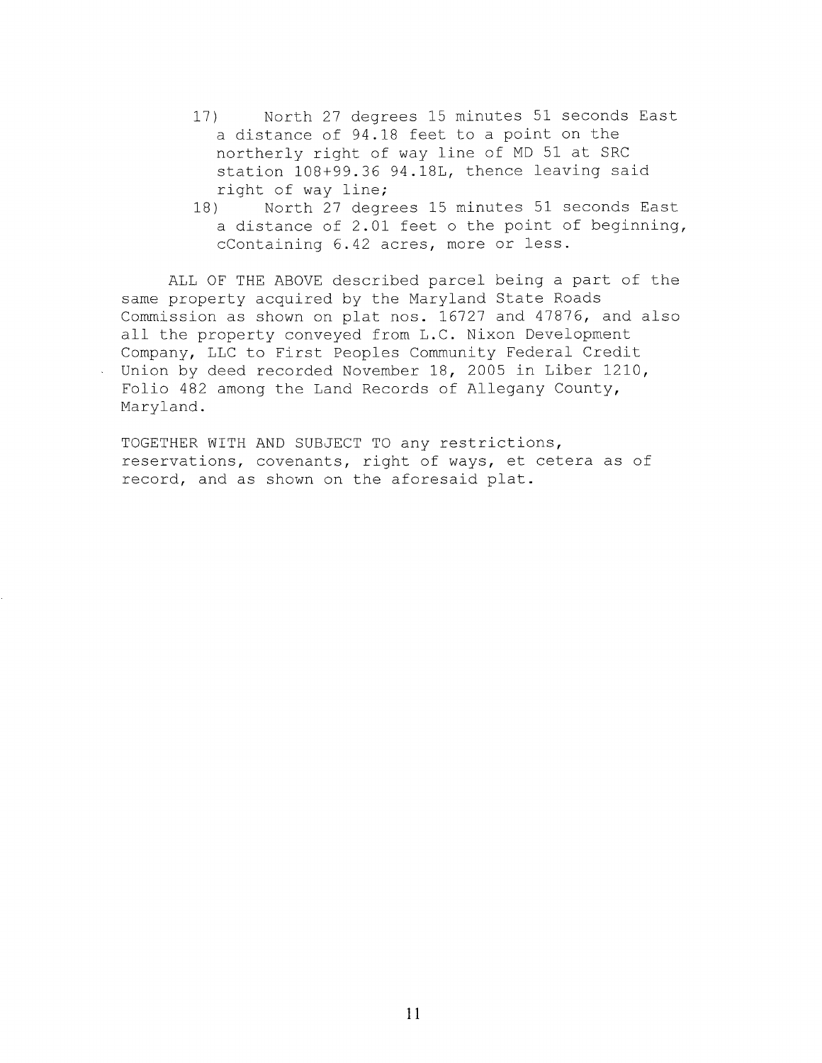17) North 27 degrees 15 minutes 51 seconds East a distance of 94.18 feet to a point on the northerly right of way line of MD 51 at SRC station 108+99.36 94.18L, thence leaving said right of way line;

18) North 27 degrees 15 minutes 51 seconds East a distance of 2.01 feet o the point of beginning, cContaining 6.42 acres, more or less.

ALL OF THE ABOVE described parcel being a part of the same property acquired by the Maryland State Roads Commission as shown on plat nos. 16727 and 47876, and also all the property conveyed from L.C. Nixon Development Company, LLC to First Peoples Community Federal Credit Union by deed recorded November 18, 2005 in Liber 1210, Folio 482 among the Land Records of Allegany County, Maryland.

TOGETHER WITH AND SUBJECT TO any restrictions, reservations, covenants, right of ways, et cetera as of record, and as shown on the aforesaid plat.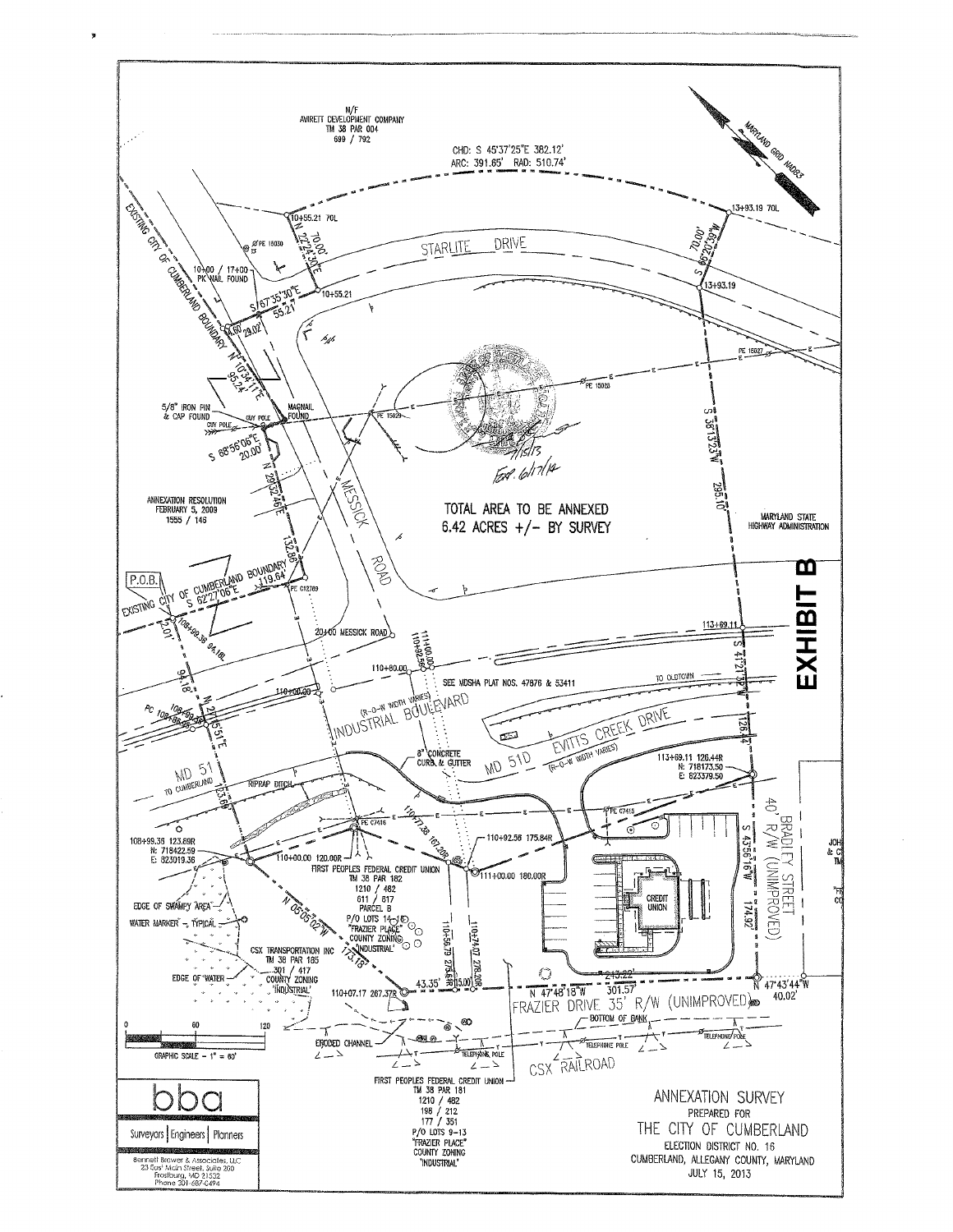# EXHIBIT B

N/F
AVIRETT DEVELOPMENT COMPANY
TM 38 PAR 004
699 / 792

CHD: S 45°37'25"E 382.12'
ARC: 391.65' RAD: 510.74'

MARYLAND GRID NAD83

10+55.21 70L

13+93.19 70L

N 22°24'30"E 70.00'

S 66°20'39"W 70.00'

STARLITE DRIVE

PE 15030

10+00 / 17+00
PK NAIL FOUND

S 67°35'30"E 55.27'

10+55.21

13+93.19

EXISTING CITY OF CUMBERLAND BOUNDARY

4.60' 29.02'

N 10°34'11"E 95.24'

PE 15027

PE 15028

5/8" IRON PIN & CAP FOUND

MAGNAIL FOUND

GUY POLE

PE 15029

S 68°56'06"E 20.00'

S 38°13'23"W 285.10'

N 29°32'46"E 132.86'

MESSICK ROAD

7/15/13

Exp. 6/17/14

ANNEXATION RESOLUTION
FEBRUARY 5, 2009
1555 / 146

TOTAL AREA TO BE ANNEXED
6.42 ACRES +/- BY SURVEY

MARYLAND STATE HIGHWAY ADMINISTRATION

P.O.B.

EXISTING CITY OF CUMBERLAND BOUNDARY

S 62°27'06"E 119.64'

PE G12769

12.01'

108+99.36 94.18L

20+00 MESSICK ROAD

111+00.00
110+92.56

113+69.11

S 47°21'32"W 126.44'

94.18'

110+80.00

SEE MDSHA PLAT NOS. 47876 & 53411

TO OLDTOWN

110+00.00

(R-O-W WIDTH VARIES)
INDUSTRIAL BOULEVARD

PC 108+99.36 / 108+85.66

N 27°15'51"E 123.69'

EVITTS CREEK DRIVE

MD 51D (R-O-W WIDTH VARIES)

8" CONCRETE CURB & GUTTER

MD 51 TO CUMBERLAND

RIPRAP DITCH

113+69.11 126.44R
N: 718173.50
E: 823379.50

PE C7416

PE C7415

110+71.33 167.20R

110+92.56 175.84R

BRADLEY STREET 40' R/W (UNIMPROVED)

108+99.36 123.69R
N: 718422.59
E: 823019.36

110+00.00 120.00R

111+00.00 180.00R

S 43°56'16"W 174.92'

FIRST PEOPLES FEDERAL CREDIT UNION
TM 38 PAR 182
1210 / 482
611 / 817
PARCEL B
P/O LOTS 14-18
"FRAZIER PLACE"
COUNTY ZONING
'INDUSTRIAL'

CREDIT UNION

EDGE OF SWAMPY AREA

WATER MARKER - TYPICAL

N 05°05'02"W 173.18'

CSX TRANSPORTATION INC
TM 38 PAR 185
301 / 417
COUNTY ZONING
'INDUSTRIAL'

110+56.79 273.8R

110+74.07 278.20R

EDGE OF WATER

110+07.17 267.37R

43.35'

15.00'

243.22'

N 47°48'18"W 301.57'

N 47°43'44"W 40.02'

FRAZIER DRIVE 35' R/W (UNIMPROVED)

BOTTOM OF BANK

0 60 120

GRAPHIC SCALE - 1" = 60'

ERODED CHANNEL

TELEPHONE POLE

TELEPHONE POLE

TELEPHONE POLE

CSX RAILROAD

FIRST PEOPLES FEDERAL CREDIT UNION
TM 38 PAR 181
1210 / 482
198 / 212
177 / 351
P/O LOTS 9-13
"FRAZIER PLACE"
COUNTY ZONING
'INDUSTRIAL'

**bba**

Surveyors | Engineers | Planners

Bennett Brewer & Associates, LLC
23 East Main Street, Suite 200
Frostburg, MD 21532
Phone 301-687-0494

ANNEXATION SURVEY
PREPARED FOR
THE CITY OF CUMBERLAND
ELECTION DISTRICT NO. 16
CUMBERLAND, ALLEGANY COUNTY, MARYLAND
JULY 15, 2013